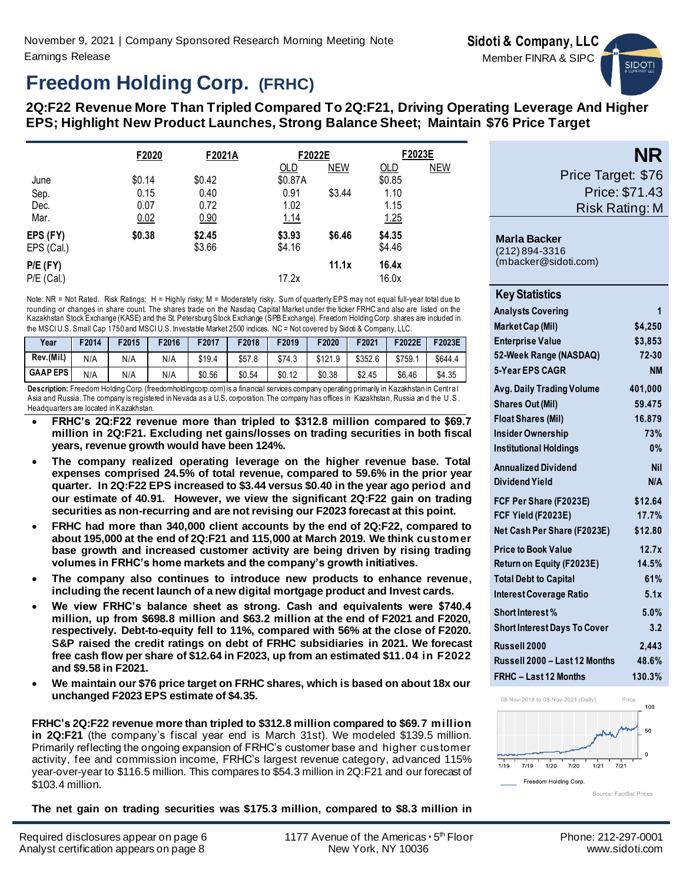November 9, 2021 | Company Sponsored Research Morning Meeting Note
Earnings Release

**Sidoti & Company, LLC**
Member FINRA & SIPC

# Freedom Holding Corp. (FRHC)

## 2Q:F22 Revenue More Than Tripled Compared To 2Q:F21, Driving Operating Leverage And Higher EPS; Highlight New Product Launches, Strong Balance Sheet; Maintain $76 Price Target

| | F2020 | F2021A | F2022E | | F2023E | |
|---|---|---|---|---|---|---|
| | | | OLD | NEW | OLD | NEW |
| June | $0.14 | $0.42 | $0.87A | | $0.85 | |
| Sep. | 0.15 | 0.40 | 0.91 | $3.44 | 1.10 | |
| Dec. | 0.07 | 0.72 | 1.02 | | 1.15 | |
| Mar. | 0.02 | 0.90 | 1.14 | | 1.25 | |
| **EPS (FY)** | **$0.38** | **$2.45** | **$3.93** | **$6.46** | **$4.35** | |
| EPS (Cal.) | | $3.66 | $4.16 | | $4.46 | |
| **P/E (FY)** | | | | **11.1x** | **16.4x** | |
| P/E (Cal.) | | | 17.2x | | 16.0x | |

Note: NR = Not Rated. Risk Ratings: H = Highly risky; M = Moderately risky. Sum of quarterly EPS may not equal full-year total due to rounding or changes in share count. The shares trade on the Nasdaq Capital Market under the ticker FRHC and also are listed on the Kazakhstan Stock Exchange (KASE) and the St. Petersburg Stock Exchange (SPB Exchange). Freedom Holding Corp. shares are included in the MSCI U.S. Small Cap 1750 and MSCI U.S. Investable Market 2500 indices. NC = Not covered by Sidoti & Company, LLC.

| Year | F2014 | F2015 | F2016 | F2017 | F2018 | F2019 | F2020 | F2021 | F2022E | F2023E |
|---|---|---|---|---|---|---|---|---|---|---|
| Rev.(Mil.) | N/A | N/A | N/A | $19.4 | $57.8 | $74.3 | $121.9 | $352.6 | $759.1 | $644.4 |
| GAAP EPS | N/A | N/A | N/A | $0.56 | $0.54 | $0.12 | $0.38 | $2.45 | $6.46 | $4.35 |

**Description:** Freedom Holding Corp. (freedomholdingcorp.com) is a financial services company operating primarily in Kazakhstan in Central Asia and Russia. The company is registered in Nevada as a U.S. corporation. The company has offices in Kazakhstan, Russia and the U.S. Headquarters are located in Kazakhstan.

- **FRHC's 2Q:F22 revenue more than tripled to $312.8 million compared to $69.7 million in 2Q:F21. Excluding net gains/losses on trading securities in both fiscal years, revenue growth would have been 124%.**
- **The company realized operating leverage on the higher revenue base. Total expenses comprised 24.5% of total revenue, compared to 59.6% in the prior year quarter. In 2Q:F22 EPS increased to $3.44 versus $0.40 in the year ago period and our estimate of 40.91. However, we view the significant 2Q:F22 gain on trading securities as non-recurring and are not revising our F2023 forecast at this point.**
- **FRHC had more than 340,000 client accounts by the end of 2Q:F22, compared to about 195,000 at the end of 2Q:F21 and 115,000 at March 2019. We think customer base growth and increased customer activity are being driven by rising trading volumes in FRHC's home markets and the company's growth initiatives.**
- **The company also continues to introduce new products to enhance revenue, including the recent launch of a new digital mortgage product and Invest cards.**
- **We view FRHC's balance sheet as strong. Cash and equivalents were $740.4 million, up from $698.8 million and $63.2 million at the end of F2021 and F2020, respectively. Debt-to-equity fell to 11%, compared with 56% at the close of F2020. S&P raised the credit ratings on debt of FRHC subsidiaries in 2021. We forecast free cash flow per share of $12.64 in F2023, up from an estimated $11.04 in F2022 and $9.58 in F2021.**
- **We maintain our $76 price target on FRHC shares, which is based on about 18x our unchanged F2023 EPS estimate of $4.35.**

**FRHC's 2Q:F22 revenue more than tripled to $312.8 million compared to $69.7 million in 2Q:F21** (the company's fiscal year end is March 31st). We modeled $139.5 million. Primarily reflecting the ongoing expansion of FRHC's customer base and higher customer activity, fee and commission income, FRHC's largest revenue category, advanced 115% year-over-year to $116.5 million. This compares to $54.3 million in 2Q:F21 and our forecast of $103.4 million.

**The net gain on trading securities was $175.3 million, compared to $8.3 million in**

**NR**
Price Target: $76
Price: $71.43
Risk Rating: M

**Marla Backer**
(212) 894-3316
(mbacker@sidoti.com)

### Key Statistics

| | |
|---|---|
| Analysts Covering | 1 |
| Market Cap (Mil) | $4,250 |
| Enterprise Value | $3,853 |
| 52-Week Range (NASDAQ) | 72-30 |
| 5-Year EPS CAGR | NM |
| Avg. Daily Trading Volume | 401,000 |
| Shares Out (Mil) | 59.475 |
| Float Shares (Mil) | 16.879 |
| Insider Ownership | 73% |
| Institutional Holdings | 0% |
| Annualized Dividend | Nil |
| Dividend Yield | N/A |
| FCF Per Share (F2023E) | $12.64 |
| FCF Yield (F2023E) | 17.7% |
| Net Cash Per Share (F2023E) | $12.80 |
| Price to Book Value | 12.7x |
| Return on Equity (F2023E) | 14.5% |
| Total Debt to Capital | 61% |
| Interest Coverage Ratio | 5.1x |
| Short Interest % | 5.0% |
| Short Interest Days To Cover | 3.2 |
| Russell 2000 | 2,443 |
| Russell 2000 – Last 12 Months | 48.6% |
| FRHC – Last 12 Months | 130.3% |

08-Nov-2018 to 08-Nov-2021 (Daily)

Freedom Holding Corp.

Source: FactSet Prices

Required disclosures appear on page 6
Analyst certification appears on page 8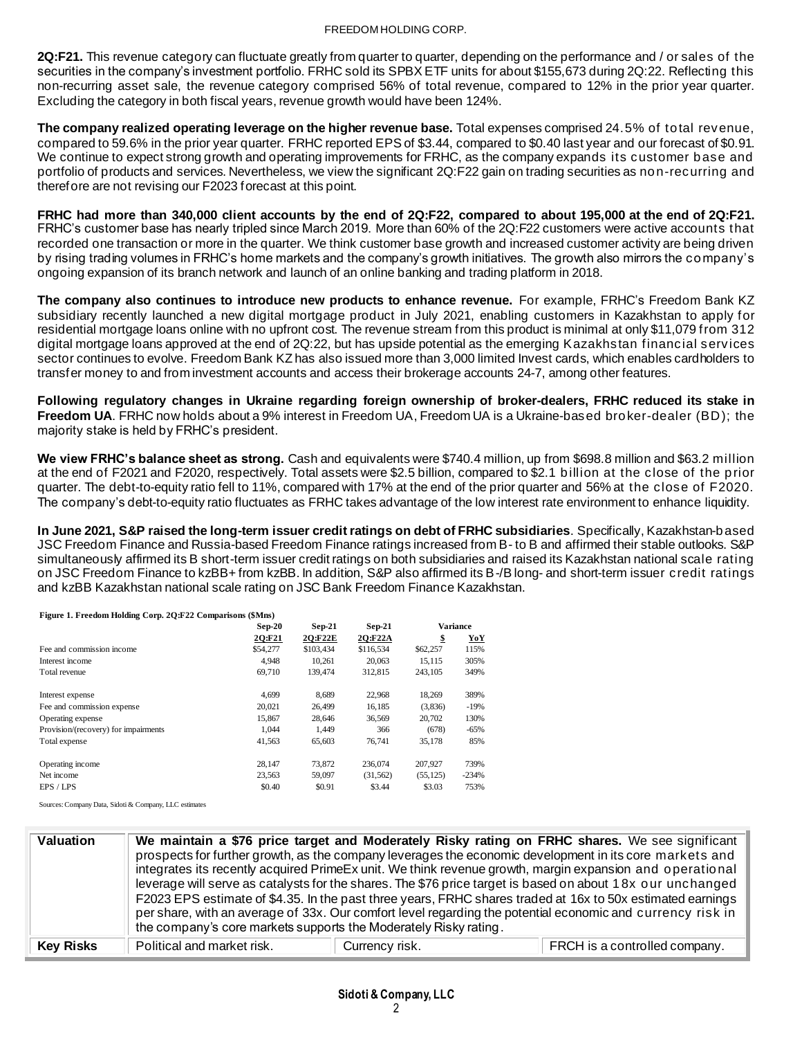**2Q:F21.** This revenue category can fluctuate greatly from quarter to quarter, depending on the performance and / or sales of the securities in the company's investment portfolio. FRHC sold its SPBX ETF units for about $155,673 during 2Q:22. Reflecting this non-recurring asset sale, the revenue category comprised 56% of total revenue, compared to 12% in the prior year quarter. Excluding the category in both fiscal years, revenue growth would have been 124%.

**The company realized operating leverage on the higher revenue base.** Total expenses comprised 24.5% of total revenue, compared to 59.6% in the prior year quarter. FRHC reported EPS of $3.44, compared to $0.40 last year and our forecast of $0.91. We continue to expect strong growth and operating improvements for FRHC, as the company expands its customer base and portfolio of products and services. Nevertheless, we view the significant 2Q:F22 gain on trading securities as non-recurring and therefore are not revising our F2023 forecast at this point.

**FRHC had more than 340,000 client accounts by the end of 2Q:F22, compared to about 195,000 at the end of 2Q:F21.** FRHC's customer base has nearly tripled since March 2019. More than 60% of the 2Q:F22 customers were active accounts that recorded one transaction or more in the quarter. We think customer base growth and increased customer activity are being driven by rising trading volumes in FRHC's home markets and the company's growth initiatives. The growth also mirrors the company's ongoing expansion of its branch network and launch of an online banking and trading platform in 2018.

**The company also continues to introduce new products to enhance revenue.** For example, FRHC's Freedom Bank KZ subsidiary recently launched a new digital mortgage product in July 2021, enabling customers in Kazakhstan to apply for residential mortgage loans online with no upfront cost. The revenue stream from this product is minimal at only $11,079 from 312 digital mortgage loans approved at the end of 2Q:22, but has upside potential as the emerging Kazakhstan financial services sector continues to evolve. Freedom Bank KZ has also issued more than 3,000 limited Invest cards, which enables cardholders to transfer money to and from investment accounts and access their brokerage accounts 24-7, among other features.

**Following regulatory changes in Ukraine regarding foreign ownership of broker-dealers, FRHC reduced its stake in Freedom UA**. FRHC now holds about a 9% interest in Freedom UA, Freedom UA is a Ukraine-based broker-dealer (BD); the majority stake is held by FRHC's president.

**We view FRHC's balance sheet as strong.** Cash and equivalents were $740.4 million, up from $698.8 million and $63.2 million at the end of F2021 and F2020, respectively. Total assets were $2.5 billion, compared to $2.1 billion at the close of the prior quarter. The debt-to-equity ratio fell to 11%, compared with 17% at the end of the prior quarter and 56% at the close of F2020. The company's debt-to-equity ratio fluctuates as FRHC takes advantage of the low interest rate environment to enhance liquidity.

**In June 2021, S&P raised the long-term issuer credit ratings on debt of FRHC subsidiaries**. Specifically, Kazakhstan-based JSC Freedom Finance and Russia-based Freedom Finance ratings increased from B- to B and affirmed their stable outlooks. S&P simultaneously affirmed its B short-term issuer credit ratings on both subsidiaries and raised its Kazakhstan national scale rating on JSC Freedom Finance to kzBB+ from kzBB. In addition, S&P also affirmed its B-/B long- and short-term issuer credit ratings and kzBB Kazakhstan national scale rating on JSC Bank Freedom Finance Kazakhstan.

**Figure 1. Freedom Holding Corp. 2Q:F22 Comparisons ($Mns)**

| | Sep-20 | Sep-21 | Sep-21 | Variance | |
|---|---|---|---|---|---|
| | 2Q:F21 | 2Q:F22E | 2Q:F22A | $ | YoY |
| Fee and commission income | $54,277 | $103,434 | $116,534 | $62,257 | 115% |
| Interest income | 4,948 | 10,261 | 20,063 | 15,115 | 305% |
| Total revenue | 69,710 | 139,474 | 312,815 | 243,105 | 349% |
| Interest expense | 4,699 | 8,689 | 22,968 | 18,269 | 389% |
| Fee and commission expense | 20,021 | 26,499 | 16,185 | (3,836) | -19% |
| Operating expense | 15,867 | 28,646 | 36,569 | 20,702 | 130% |
| Provision/(recovery) for impairments | 1,044 | 1,449 | 366 | (678) | -65% |
| Total expense | 41,563 | 65,603 | 76,741 | 35,178 | 85% |
| Operating income | 28,147 | 73,872 | 236,074 | 207,927 | 739% |
| Net income | 23,563 | 59,097 | (31,562) | (55,125) | -234% |
| EPS / LPS | $0.40 | $0.91 | $3.44 | $3.03 | 753% |

Sources: Company Data, Sidoti & Company, LLC estimates

| | | | |
|---|---|---|---|
| **Valuation** | **We maintain a $76 price target and Moderately Risky rating on FRHC shares.** We see significant prospects for further growth, as the company leverages the economic development in its core markets and integrates its recently acquired PrimeEx unit. We think revenue growth, margin expansion and operational leverage will serve as catalysts for the shares. The $76 price target is based on about 18x our unchanged F2023 EPS estimate of $4.35. In the past three years, FRHC shares traded at 16x to 50x estimated earnings per share, with an average of 33x. Our comfort level regarding the potential economic and currency risk in the company's core markets supports the Moderately Risky rating. | | |
| **Key Risks** | Political and market risk. | Currency risk. | FRCH is a controlled company. |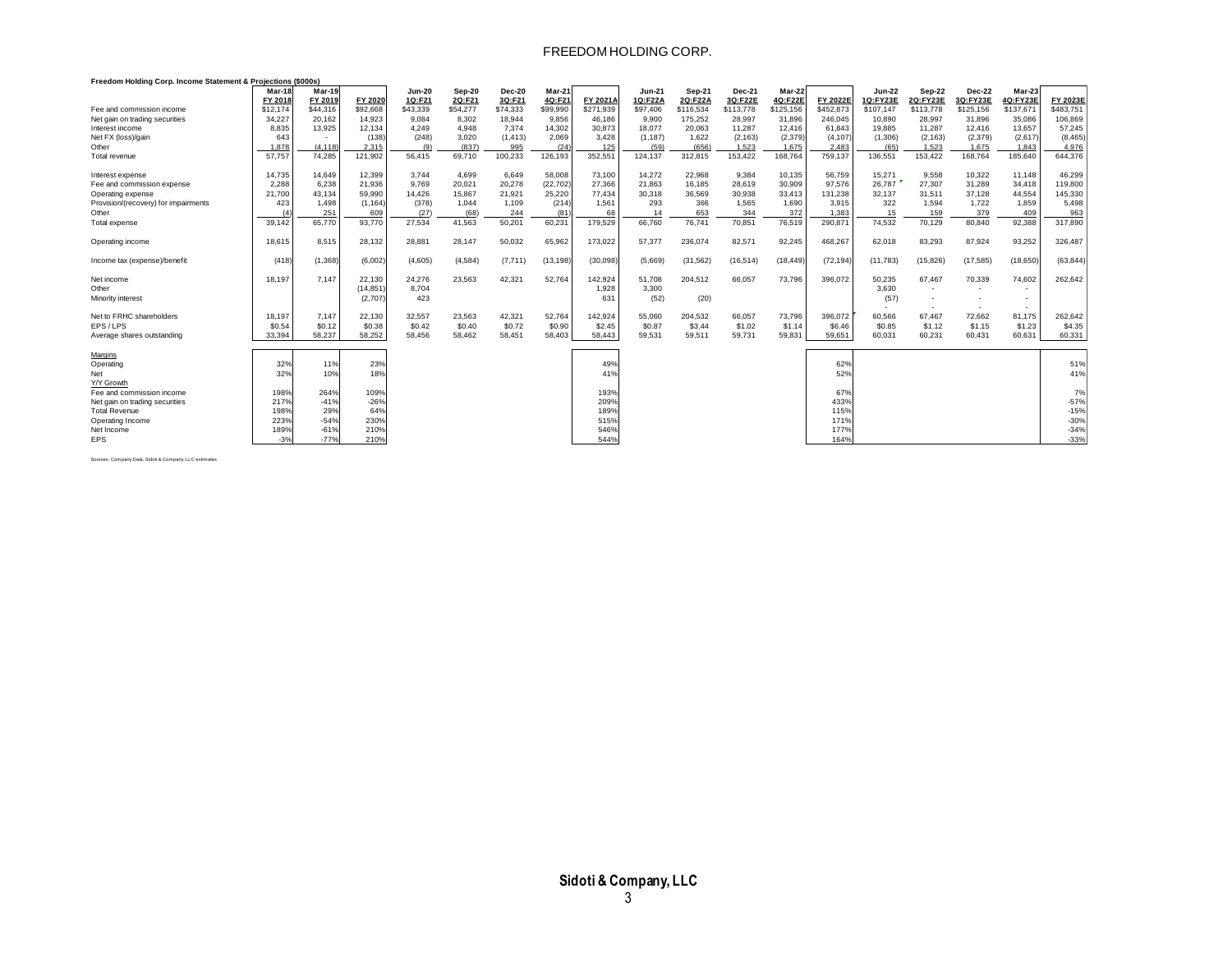FREEDOM HOLDING CORP.

**Freedom Holding Corp. Income Statement & Projections ($000s)**

| | Mar-18 FY 2018 | Mar-19 FY 2019 | FY 2020 | Jun-20 1Q:F21 | Sep-20 2Q:F21 | Dec-20 3Q:F21 | Mar-21 4Q:F21 | FY 2021A | Jun-21 1Q:F22A | Sep-21 2Q:F22A | Dec-21 3Q:F22E | Mar-22 4Q:F22E | FY 2022E | Jun-22 1Q:FY23E | Sep-22 2Q:FY23E | Dec-22 3Q:FY23E | Mar-23 4Q:FY23E | FY 2023E |
|---|---|---|---|---|---|---|---|---|---|---|---|---|---|---|---|---|---|---|
| Fee and commission income | $12,174 | $44,316 | $92,668 | $43,339 | $54,277 | $74,333 | $99,990 | $271,939 | $97,406 | $116,534 | $113,778 | $125,156 | $452,873 | $107,147 | $113,778 | $125,156 | $137,671 | $483,751 |
| Net gain on trading securities | 34,227 | 20,162 | 14,923 | 9,084 | 8,302 | 18,944 | 9,856 | 46,186 | 9,900 | 175,252 | 28,997 | 31,896 | 246,045 | 10,890 | 28,997 | 31,896 | 35,086 | 106,869 |
| Interest income | 8,835 | 13,925 | 12,134 | 4,249 | 4,948 | 7,374 | 14,302 | 30,873 | 18,077 | 20,063 | 11,287 | 12,416 | 61,843 | 19,885 | 11,287 | 12,416 | 13,657 | 57,245 |
| Net FX (loss)/gain | 643 | - | (138) | (248) | 3,020 | (1,413) | 2,069 | 3,428 | (1,187) | 1,622 | (2,163) | (2,379) | (4,107) | (1,306) | (2,163) | (2,379) | (2,617) | (8,465) |
| Other | 1,878 | (4,118) | 2,315 | (9) | (837) | 995 | (24) | 125 | (59) | (656) | 1,523 | 1,675 | 2,483 | (65) | 1,523 | 1,675 | 1,843 | 4,976 |
| Total revenue | 57,757 | 74,285 | 121,902 | 56,415 | 69,710 | 100,233 | 126,193 | 352,551 | 124,137 | 312,815 | 153,422 | 168,764 | 759,137 | 136,551 | 153,422 | 168,764 | 185,640 | 644,376 |
| | | | | | | | | | | | | | | | | | | |
| Interest expense | 14,735 | 14,649 | 12,399 | 3,744 | 4,699 | 6,649 | 58,008 | 73,100 | 14,272 | 22,968 | 9,384 | 10,135 | 56,759 | 15,271 | 9,558 | 10,322 | 11,148 | 46,299 |
| Fee and commission expense | 2,288 | 6,238 | 21,936 | 9,769 | 20,021 | 20,278 | (22,702) | 27,366 | 21,863 | 16,185 | 28,619 | 30,909 | 97,576 | 26,787 | 27,307 | 31,289 | 34,418 | 119,800 |
| Operating expense | 21,700 | 43,134 | 59,990 | 14,426 | 15,867 | 21,921 | 25,220 | 77,434 | 30,318 | 36,569 | 30,938 | 33,413 | 131,238 | 32,137 | 31,511 | 37,128 | 44,554 | 145,330 |
| Provision/(recovery) for impairments | 423 | 1,498 | (1,164) | (378) | 1,044 | 1,109 | (214) | 1,561 | 293 | 366 | 1,565 | 1,690 | 3,915 | 322 | 1,594 | 1,722 | 1,859 | 5,498 |
| Other | (4) | 251 | 609 | (27) | (68) | 244 | (81) | 68 | 14 | 653 | 344 | 372 | 1,383 | 15 | 159 | 379 | 409 | 963 |
| Total expense | 39,142 | 65,770 | 93,770 | 27,534 | 41,563 | 50,201 | 60,231 | 179,529 | 66,760 | 76,741 | 70,851 | 76,519 | 290,871 | 74,532 | 70,129 | 80,840 | 92,388 | 317,890 |
| | | | | | | | | | | | | | | | | | | |
| Operating income | 18,615 | 8,515 | 28,132 | 28,881 | 28,147 | 50,032 | 65,962 | 173,022 | 57,377 | 236,074 | 82,571 | 92,245 | 468,267 | 62,018 | 83,293 | 87,924 | 93,252 | 326,487 |
| | | | | | | | | | | | | | | | | | | |
| Income tax (expense)/benefit | (418) | (1,368) | (6,002) | (4,605) | (4,584) | (7,711) | (13,198) | (30,098) | (5,669) | (31,562) | (16,514) | (18,449) | (72,194) | (11,783) | (15,826) | (17,585) | (18,650) | (63,844) |
| | | | | | | | | | | | | | | | | | | |
| Net income | 18,197 | 7,147 | 22,130 | 24,276 | 23,563 | 42,321 | 52,764 | 142,924 | 51,708 | 204,512 | 66,057 | 73,796 | 396,072 | 50,235 | 67,467 | 70,339 | 74,602 | 262,642 |
| Other | | | (14,851) | 8,704 | | | | 1,928 | 3,300 | | | | | 3,630 | - | - | - | |
| Minority interest | | | (2,707) | 423 | | | | 631 | (52) | (20) | | | | (57) | - | - | - | |
| | | | | | | | | | | | | | | | | | | |
| Net to FRHC shareholders | 18,197 | 7,147 | 22,130 | 32,557 | 23,563 | 42,321 | 52,764 | 142,924 | 55,060 | 204,532 | 66,057 | 73,796 | 396,072 | 60,566 | 67,467 | 72,662 | 81,175 | 262,642 |
| EPS / LPS | $0.54 | $0.12 | $0.38 | $0.42 | $0.40 | $0.72 | $0.90 | $2.45 | $0.87 | $3.44 | $1.02 | $1.14 | $6.46 | $0.85 | $1.12 | $1.15 | $1.23 | $4.35 |
| Average shares outstanding | 33,394 | 58,237 | 58,252 | 58,456 | 58,462 | 58,451 | 58,403 | 58,443 | 59,531 | 59,511 | 59,731 | 59,831 | 59,651 | 60,031 | 60,231 | 60,431 | 60,631 | 60,331 |
| | | | | | | | | | | | | | | | | | | |
| Margins | | | | | | | | | | | | | | | | | | |
| Operating | 32% | 11% | 23% | | | | | 49% | | | | | 62% | | | | | 51% |
| Net | 32% | 10% | 18% | | | | | 41% | | | | | 52% | | | | | 41% |
| Y/Y Growth | | | | | | | | | | | | | | | | | | |
| Fee and commission income | 198% | 264% | 109% | | | | | 193% | | | | | 67% | | | | | 7% |
| Net gain on trading securities | 217% | -41% | -26% | | | | | 209% | | | | | 433% | | | | | -57% |
| Total Revenue | 198% | 29% | 64% | | | | | 189% | | | | | 115% | | | | | -15% |
| Operating Income | 223% | -54% | 230% | | | | | 515% | | | | | 171% | | | | | -30% |
| Net Income | 189% | -61% | 210% | | | | | 546% | | | | | 177% | | | | | -34% |
| EPS | -3% | -77% | 210% | | | | | 544% | | | | | 164% | | | | | -33% |

Sources: Company Data, Sidoti & Company, LLC estimates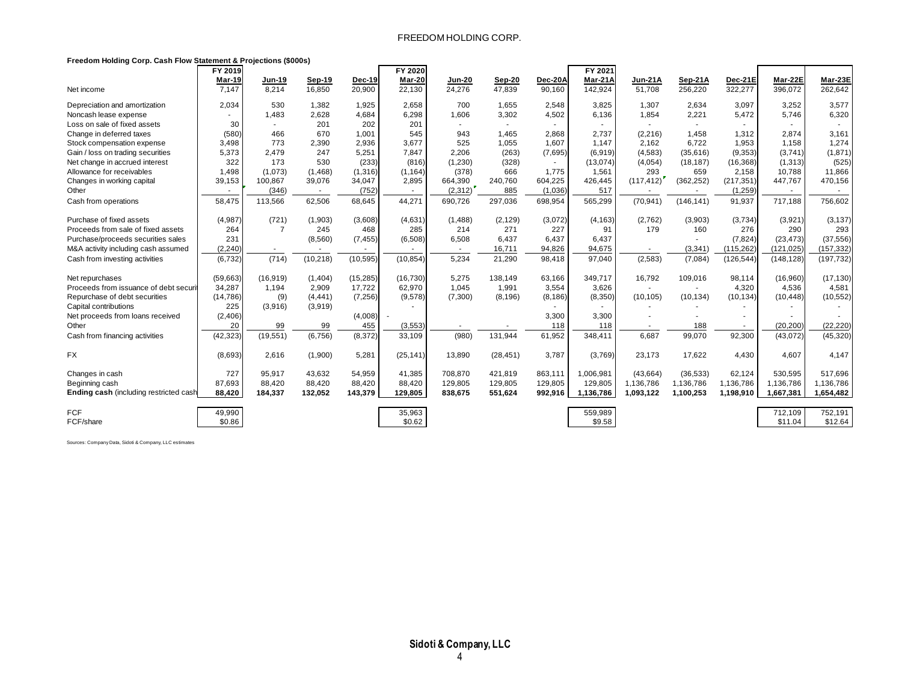**Freedom Holding Corp. Cash Flow Statement & Projections ($000s)**

| | FY 2019 Mar-19 | Jun-19 | Sep-19 | Dec-19 | FY 2020 Mar-20 | Jun-20 | Sep-20 | Dec-20A | FY 2021 Mar-21A | Jun-21A | Sep-21A | Dec-21E | Mar-22E | Mar-23E |
|---|---|---|---|---|---|---|---|---|---|---|---|---|---|---|
| Net income | 7,147 | 8,214 | 16,850 | 20,900 | 22,130 | 24,276 | 47,839 | 90,160 | 142,924 | 51,708 | 256,220 | 322,277 | 396,072 | 262,642 |
| Depreciation and amortization | 2,034 | 530 | 1,382 | 1,925 | 2,658 | 700 | 1,655 | 2,548 | 3,825 | 1,307 | 2,634 | 3,097 | 3,252 | 3,577 |
| Noncash lease expense | - | 1,483 | 2,628 | 4,684 | 6,298 | 1,606 | 3,302 | 4,502 | 6,136 | 1,854 | 2,221 | 5,472 | 5,746 | 6,320 |
| Loss on sale of fixed assets | 30 | - | 201 | 202 | 201 | - | - | - | - | - | - | - | - | - |
| Change in deferred taxes | (580) | 466 | 670 | 1,001 | 545 | 943 | 1,465 | 2,868 | 2,737 | (2,216) | 1,458 | 1,312 | 2,874 | 3,161 |
| Stock compensation expense | 3,498 | 773 | 2,390 | 2,936 | 3,677 | 525 | 1,055 | 1,607 | 1,147 | 2,162 | 6,722 | 1,953 | 1,158 | 1,274 |
| Gain / loss on trading securities | 5,373 | 2,479 | 247 | 5,251 | 7,847 | 2,206 | (263) | (7,695) | (6,919) | (4,583) | (35,616) | (9,353) | (3,741) | (1,871) |
| Net change in accrued interest | 322 | 173 | 530 | (233) | (816) | (1,230) | (328) | - | (13,074) | (4,054) | (18,187) | (16,368) | (1,313) | (525) |
| Allowance for receivables | 1,498 | (1,073) | (1,468) | (1,316) | (1,164) | (378) | 666 | 1,775 | 1,561 | 293 | 659 | 2,158 | 10,788 | 11,866 |
| Changes in working capital | 39,153 | 100,867 | 39,076 | 34,047 | 2,895 | 664,390 | 240,760 | 604,225 | 426,445 | (117,412) | (362,252) | (217,351) | 447,767 | 470,156 |
| Other | - | (346) | - | (752) | - | (2,312) | 885 | (1,036) | 517 | - | - | (1,259) | - | - |
| Cash from operations | 58,475 | 113,566 | 62,506 | 68,645 | 44,271 | 690,726 | 297,036 | 698,954 | 565,299 | (70,941) | (146,141) | 91,937 | 717,188 | 756,602 |
| Purchase of fixed assets | (4,987) | (721) | (1,903) | (3,608) | (4,631) | (1,488) | (2,129) | (3,072) | (4,163) | (2,762) | (3,903) | (3,734) | (3,921) | (3,137) |
| Proceeds from sale of fixed assets | 264 | 7 | 245 | 468 | 285 | 214 | 271 | 227 | 91 | 179 | 160 | 276 | 290 | 293 |
| Purchase/proceeds securities sales | 231 | | (8,560) | (7,455) | (6,508) | 6,508 | 6,437 | 6,437 | 6,437 | | - | (7,824) | (23,473) | (37,556) |
| M&A activity including cash assumed | (2,240) | - | - | - | - | - | 16,711 | 94,826 | 94,675 | - | (3,341) | (115,262) | (121,025) | (157,332) |
| Cash from investing activities | (6,732) | (714) | (10,218) | (10,595) | (10,854) | 5,234 | 21,290 | 98,418 | 97,040 | (2,583) | (7,084) | (126,544) | (148,128) | (197,732) |
| Net repurchases | (59,663) | (16,919) | (1,404) | (15,285) | (16,730) | 5,275 | 138,149 | 63,166 | 349,717 | 16,792 | 109,016 | 98,114 | (16,960) | (17,130) |
| Proceeds from issuance of debt securit | 34,287 | 1,194 | 2,909 | 17,722 | 62,970 | 1,045 | 1,991 | 3,554 | 3,626 | - | - | 4,320 | 4,536 | 4,581 |
| Repurchase of debt securities | (14,786) | (9) | (4,441) | (7,256) | (9,578) | (7,300) | (8,196) | (8,186) | (8,350) | (10,105) | (10,134) | (10,134) | (10,448) | (10,552) |
| Capital contributions | 225 | (3,916) | (3,919) | | - | | | - | - | - | - | - | - | - |
| Net proceeds from loans received | (2,406) | | | (4,008) | - | | | 3,300 | 3,300 | - | - | - | - | - |
| Other | 20 | 99 | 99 | 455 | (3,553) | - | - | 118 | 118 | - | 188 | - | (20,200) | (22,220) |
| Cash from financing activities | (42,323) | (19,551) | (6,756) | (8,372) | 33,109 | (980) | 131,944 | 61,952 | 348,411 | 6,687 | 99,070 | 92,300 | (43,072) | (45,320) |
| FX | (8,693) | 2,616 | (1,900) | 5,281 | (25,141) | 13,890 | (28,451) | 3,787 | (3,769) | 23,173 | 17,622 | 4,430 | 4,607 | 4,147 |
| Changes in cash | 727 | 95,917 | 43,632 | 54,959 | 41,385 | 708,870 | 421,819 | 863,111 | 1,006,981 | (43,664) | (36,533) | 62,124 | 530,595 | 517,696 |
| Beginning cash | 87,693 | 88,420 | 88,420 | 88,420 | 88,420 | 129,805 | 129,805 | 129,805 | 129,805 | 1,136,786 | 1,136,786 | 1,136,786 | 1,136,786 | 1,136,786 |
| **Ending cash** (including restricted cash) | **88,420** | **184,337** | **132,052** | **143,379** | **129,805** | **838,675** | **551,624** | **992,916** | **1,136,786** | **1,093,122** | **1,100,253** | **1,198,910** | **1,667,381** | **1,654,482** |
| FCF | 49,990 | | | | 35,963 | | | | 559,989 | | | | 712,109 | 752,191 |
| FCF/share | $0.86 | | | | $0.62 | | | | $9.58 | | | | $11.04 | $12.64 |

Sources: Company Data, Sidoti & Company, LLC estimates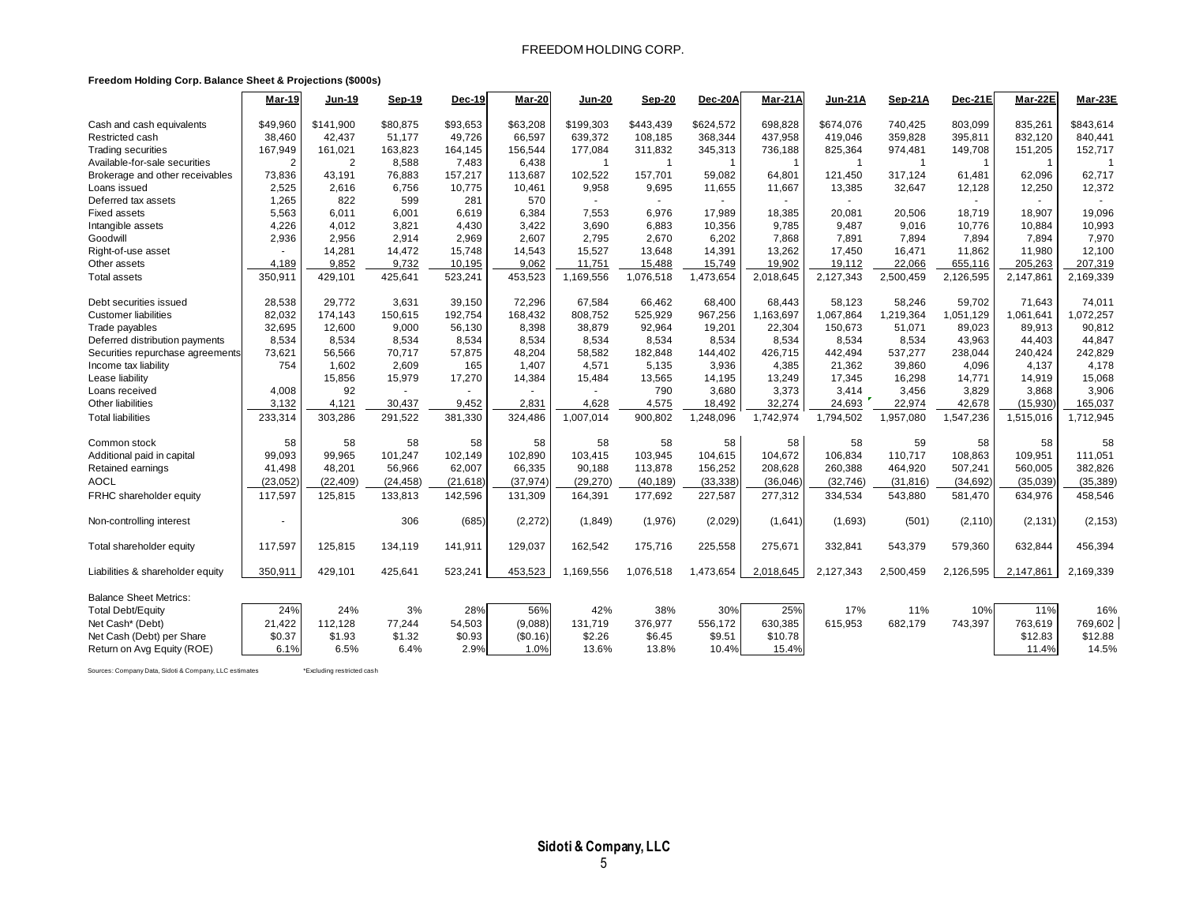**Freedom Holding Corp. Balance Sheet & Projections ($000s)**

| | Mar-19 | Jun-19 | Sep-19 | Dec-19 | Mar-20 | Jun-20 | Sep-20 | Dec-20A | Mar-21A | Jun-21A | Sep-21A | Dec-21E | Mar-22E | Mar-23E |
|---|---|---|---|---|---|---|---|---|---|---|---|---|---|---|
| Cash and cash equivalents | $49,960 | $141,900 | $80,875 | $93,653 | $63,208 | $199,303 | $443,439 | $624,572 | 698,828 | $674,076 | 740,425 | 803,099 | 835,261 | $843,614 |
| Restricted cash | 38,460 | 42,437 | 51,177 | 49,726 | 66,597 | 639,372 | 108,185 | 368,344 | 437,958 | 419,046 | 359,828 | 395,811 | 832,120 | 840,441 |
| Trading securities | 167,949 | 161,021 | 163,823 | 164,145 | 156,544 | 177,084 | 311,832 | 345,313 | 736,188 | 825,364 | 974,481 | 149,708 | 151,205 | 152,717 |
| Available-for-sale securities | 2 | 2 | 8,588 | 7,483 | 6,438 | 1 | 1 | 1 | 1 | 1 | 1 | 1 | 1 | 1 |
| Brokerage and other receivables | 73,836 | 43,191 | 76,883 | 157,217 | 113,687 | 102,522 | 157,701 | 59,082 | 64,801 | 121,450 | 317,124 | 61,481 | 62,096 | 62,717 |
| Loans issued | 2,525 | 2,616 | 6,756 | 10,775 | 10,461 | 9,958 | 9,695 | 11,655 | 11,667 | 13,385 | 32,647 | 12,128 | 12,250 | 12,372 |
| Deferred tax assets | 1,265 | 822 | 599 | 281 | 570 | - | - | - | - | - | | - | - | - |
| Fixed assets | 5,563 | 6,011 | 6,001 | 6,619 | 6,384 | 7,553 | 6,976 | 17,989 | 18,385 | 20,081 | 20,506 | 18,719 | 18,907 | 19,096 |
| Intangible assets | 4,226 | 4,012 | 3,821 | 4,430 | 3,422 | 3,690 | 6,883 | 10,356 | 9,785 | 9,487 | 9,016 | 10,776 | 10,884 | 10,993 |
| Goodwill | 2,936 | 2,956 | 2,914 | 2,969 | 2,607 | 2,795 | 2,670 | 6,202 | 7,868 | 7,891 | 7,894 | 7,894 | 7,894 | 7,970 |
| Right-of-use asset | - | 14,281 | 14,472 | 15,748 | 14,543 | 15,527 | 13,648 | 14,391 | 13,262 | 17,450 | 16,471 | 11,862 | 11,980 | 12,100 |
| Other assets | 4,189 | 9,852 | 9,732 | 10,195 | 9,062 | 11,751 | 15,488 | 15,749 | 19,902 | 19,112 | 22,066 | 655,116 | 205,263 | 207,319 |
| Total assets | 350,911 | 429,101 | 425,641 | 523,241 | 453,523 | 1,169,556 | 1,076,518 | 1,473,654 | 2,018,645 | 2,127,343 | 2,500,459 | 2,126,595 | 2,147,861 | 2,169,339 |
| | | | | | | | | | | | | | | |
| Debt securities issued | 28,538 | 29,772 | 3,631 | 39,150 | 72,296 | 67,584 | 66,462 | 68,400 | 68,443 | 58,123 | 58,246 | 59,702 | 71,643 | 74,011 |
| Customer liabilities | 82,032 | 174,143 | 150,615 | 192,754 | 168,432 | 808,752 | 525,929 | 967,256 | 1,163,697 | 1,067,864 | 1,219,364 | 1,051,129 | 1,061,641 | 1,072,257 |
| Trade payables | 32,695 | 12,600 | 9,000 | 56,130 | 8,398 | 38,879 | 92,964 | 19,201 | 22,304 | 150,673 | 51,071 | 89,023 | 89,913 | 90,812 |
| Deferred distribution payments | 8,534 | 8,534 | 8,534 | 8,534 | 8,534 | 8,534 | 8,534 | 8,534 | 8,534 | 8,534 | 8,534 | 43,963 | 44,403 | 44,847 |
| Securities repurchase agreements | 73,621 | 56,566 | 70,717 | 57,875 | 48,204 | 58,582 | 182,848 | 144,402 | 426,715 | 442,494 | 537,277 | 238,044 | 240,424 | 242,829 |
| Income tax liability | 754 | 1,602 | 2,609 | 165 | 1,407 | 4,571 | 5,135 | 3,936 | 4,385 | 21,362 | 39,860 | 4,096 | 4,137 | 4,178 |
| Lease liability | | 15,856 | 15,979 | 17,270 | 14,384 | 15,484 | 13,565 | 14,195 | 13,249 | 17,345 | 16,298 | 14,771 | 14,919 | 15,068 |
| Loans received | 4,008 | 92 | - | - | - | - | 790 | 3,680 | 3,373 | 3,414 | 3,456 | 3,829 | 3,868 | 3,906 |
| Other liabilities | 3,132 | 4,121 | 30,437 | 9,452 | 2,831 | 4,628 | 4,575 | 18,492 | 32,274 | 24,693 | 22,974 | 42,678 | (15,930) | 165,037 |
| Total liabilities | 233,314 | 303,286 | 291,522 | 381,330 | 324,486 | 1,007,014 | 900,802 | 1,248,096 | 1,742,974 | 1,794,502 | 1,957,080 | 1,547,236 | 1,515,016 | 1,712,945 |
| | | | | | | | | | | | | | | |
| Common stock | 58 | 58 | 58 | 58 | 58 | 58 | 58 | 58 | 58 | 58 | 59 | 58 | 58 | 58 |
| Additional paid in capital | 99,093 | 99,965 | 101,247 | 102,149 | 102,890 | 103,415 | 103,945 | 104,615 | 104,672 | 106,834 | 110,717 | 108,863 | 109,951 | 111,051 |
| Retained earnings | 41,498 | 48,201 | 56,966 | 62,007 | 66,335 | 90,188 | 113,878 | 156,252 | 208,628 | 260,388 | 464,920 | 507,241 | 560,005 | 382,826 |
| AOCL | (23,052) | (22,409) | (24,458) | (21,618) | (37,974) | (29,270) | (40,189) | (33,338) | (36,046) | (32,746) | (31,816) | (34,692) | (35,039) | (35,389) |
| FRHC shareholder equity | 117,597 | 125,815 | 133,813 | 142,596 | 131,309 | 164,391 | 177,692 | 227,587 | 277,312 | 334,534 | 543,880 | 581,470 | 634,976 | 458,546 |
| | | | | | | | | | | | | | | |
| Non-controlling interest | - | | 306 | (685) | (2,272) | (1,849) | (1,976) | (2,029) | (1,641) | (1,693) | (501) | (2,110) | (2,131) | (2,153) |
| | | | | | | | | | | | | | | |
| Total shareholder equity | 117,597 | 125,815 | 134,119 | 141,911 | 129,037 | 162,542 | 175,716 | 225,558 | 275,671 | 332,841 | 543,379 | 579,360 | 632,844 | 456,394 |
| | | | | | | | | | | | | | | |
| Liabilities & shareholder equity | 350,911 | 429,101 | 425,641 | 523,241 | 453,523 | 1,169,556 | 1,076,518 | 1,473,654 | 2,018,645 | 2,127,343 | 2,500,459 | 2,126,595 | 2,147,861 | 2,169,339 |
| | | | | | | | | | | | | | | |
| Balance Sheet Metrics: | | | | | | | | | | | | | | |
| Total Debt/Equity | 24% | 24% | 3% | 28% | 56% | 42% | 38% | 30% | 25% | 17% | 11% | 10% | 11% | 16% |
| Net Cash* (Debt) | 21,422 | 112,128 | 77,244 | 54,503 | (9,088) | 131,719 | 376,977 | 556,172 | 630,385 | 615,953 | 682,179 | 743,397 | 763,619 | 769,602 |
| Net Cash (Debt) per Share | $0.37 | $1.93 | $1.32 | $0.93 | ($0.16) | $2.26 | $6.45 | $9.51 | $10.78 | | | | $12.83 | $12.88 |
| Return on Avg Equity (ROE) | 6.1% | 6.5% | 6.4% | 2.9% | 1.0% | 13.6% | 13.8% | 10.4% | 15.4% | | | | 11.4% | 14.5% |

Sources: Company Data, Sidoti & Company, LLC estimates

*Excluding restricted cash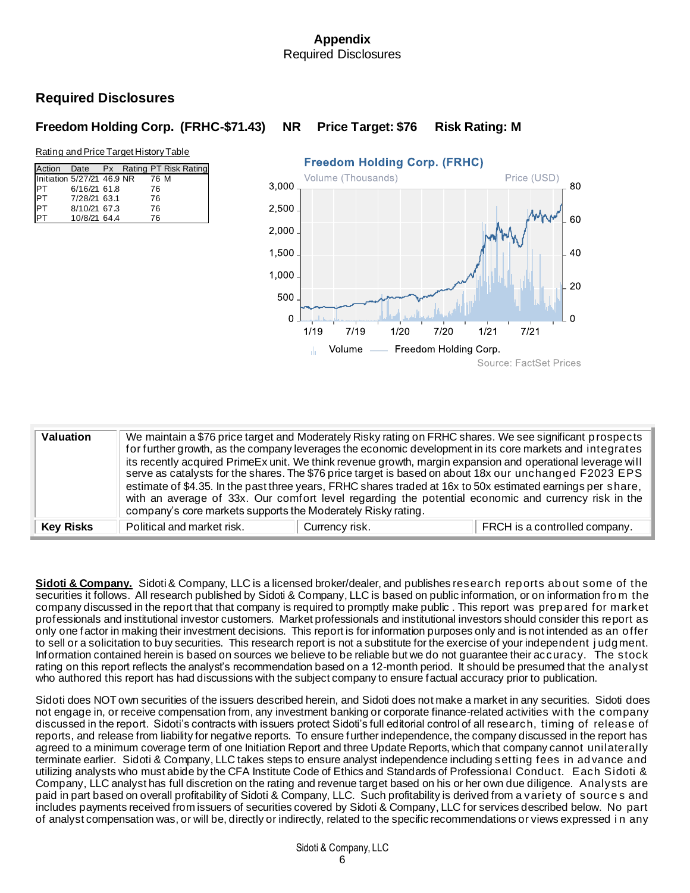# Appendix

Required Disclosures

## Required Disclosures

### Freedom Holding Corp. (FRHC-$71.43) NR Price Target: $76 Risk Rating: M

Rating and Price Target History Table

| Action | Date | Px | Rating | PT | Risk Rating |
|---|---|---|---|---|---|
| Initiation | 5/27/21 | 46.9 | NR | 76 | M |
| PT | 6/16/21 | 61.8 | | 76 | |
| PT | 7/28/21 | 63.1 | | 76 | |
| PT | 8/10/21 | 67.3 | | 76 | |
| PT | 10/8/21 | 64.4 | | 76 | |

Freedom Holding Corp. (FRHC)

Source: FactSet Prices

| | | | |
|---|---|---|---|
| **Valuation** | We maintain a $76 price target and Moderately Risky rating on FRHC shares. We see significant prospects for further growth, as the company leverages the economic development in its core markets and integrates its recently acquired PrimeEx unit. We think revenue growth, margin expansion and operational leverage will serve as catalysts for the shares. The $76 price target is based on about 18x our unchanged F2023 EPS estimate of $4.35. In the past three years, FRHC shares traded at 16x to 50x estimated earnings per share, with an average of 33x. Our comfort level regarding the potential economic and currency risk in the company's core markets supports the Moderately Risky rating. | | |
| **Key Risks** | Political and market risk. | Currency risk. | FRCH is a controlled company. |

**Sidoti & Company.** Sidoti & Company, LLC is a licensed broker/dealer, and publishes research reports about some of the securities it follows. All research published by Sidoti & Company, LLC is based on public information, or on information from the company discussed in the report that that company is required to promptly make public . This report was prepared for market professionals and institutional investor customers. Market professionals and institutional investors should consider this report as only one factor in making their investment decisions. This report is for information purposes only and is not intended as an offer to sell or a solicitation to buy securities. This research report is not a substitute for the exercise of your independent judgment. Information contained herein is based on sources we believe to be reliable but we do not guarantee their accuracy. The stock rating on this report reflects the analyst's recommendation based on a 12-month period. It should be presumed that the analyst who authored this report has had discussions with the subject company to ensure factual accuracy prior to publication.

Sidoti does NOT own securities of the issuers described herein, and Sidoti does not make a market in any securities. Sidoti does not engage in, or receive compensation from, any investment banking or corporate finance-related activities with the company discussed in the report. Sidoti's contracts with issuers protect Sidoti's full editorial control of all research, timing of release of reports, and release from liability for negative reports. To ensure further independence, the company discussed in the report has agreed to a minimum coverage term of one Initiation Report and three Update Reports, which that company cannot unilaterally terminate earlier. Sidoti & Company, LLC takes steps to ensure analyst independence including setting fees in advance and utilizing analysts who must abide by the CFA Institute Code of Ethics and Standards of Professional Conduct. Each Sidoti & Company, LLC analyst has full discretion on the rating and revenue target based on his or her own due diligence. Analysts are paid in part based on overall profitability of Sidoti & Company, LLC. Such profitability is derived from a variety of sources and includes payments received from issuers of securities covered by Sidoti & Company, LLC for services described below. No part of analyst compensation was, or will be, directly or indirectly, related to the specific recommendations or views expressed in any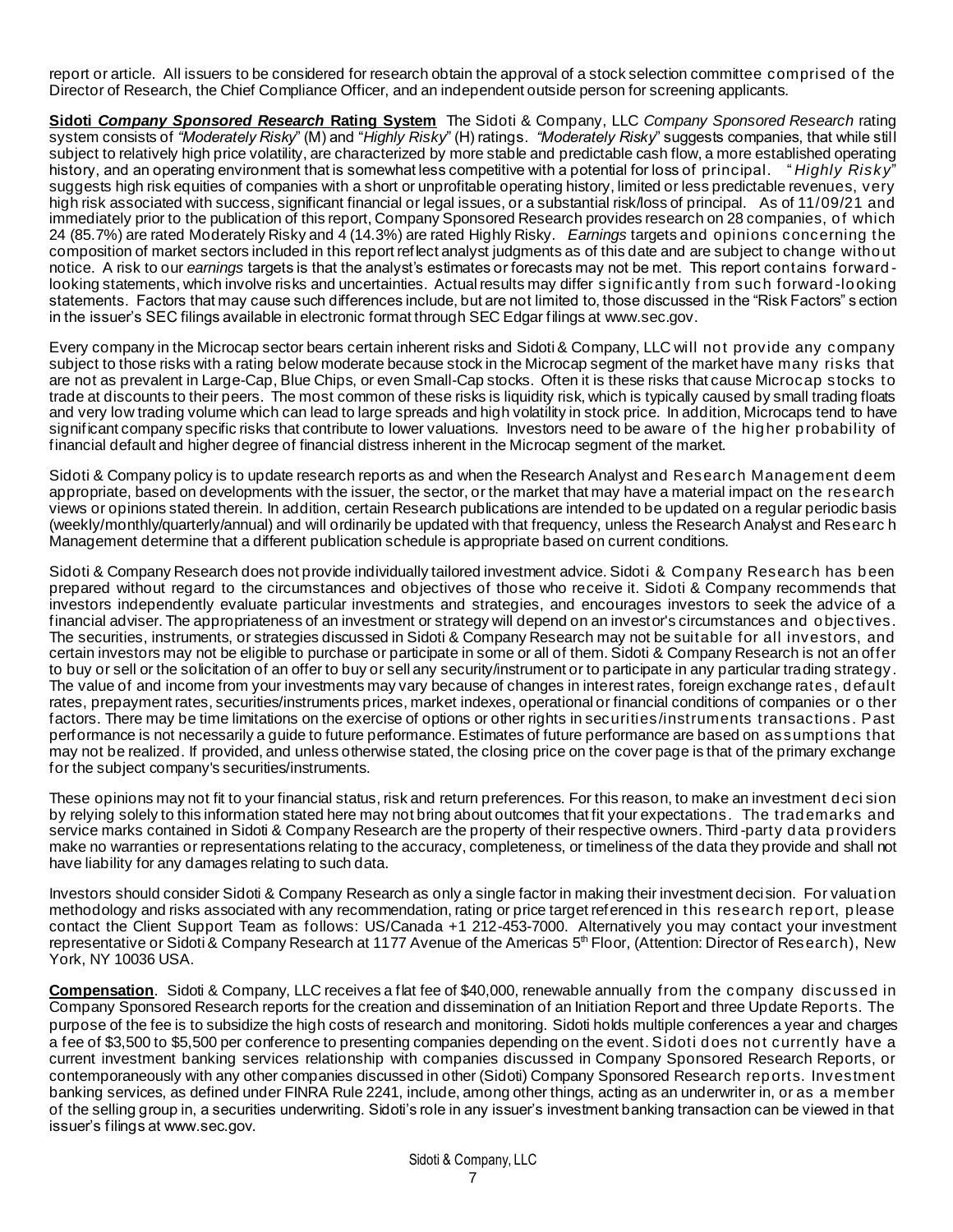report or article. All issuers to be considered for research obtain the approval of a stock selection committee comprised of the Director of Research, the Chief Compliance Officer, and an independent outside person for screening applicants.

**Sidoti *Company Sponsored Research* Rating System** The Sidoti & Company, LLC *Company Sponsored Research* rating system consists of *"Moderately Risky"* (M) and "*Highly Risky*" (H) ratings. *"Moderately Risky*" suggests companies, that while still subject to relatively high price volatility, are characterized by more stable and predictable cash flow, a more established operating history, and an operating environment that is somewhat less competitive with a potential for loss of principal. "*Highly Risky*" suggests high risk equities of companies with a short or unprofitable operating history, limited or less predictable revenues, very high risk associated with success, significant financial or legal issues, or a substantial risk/loss of principal. As of 11/09/21 and immediately prior to the publication of this report, Company Sponsored Research provides research on 28 companies, of which 24 (85.7%) are rated Moderately Risky and 4 (14.3%) are rated Highly Risky. *Earnings* targets and opinions concerning the composition of market sectors included in this report reflect analyst judgments as of this date and are subject to change without notice. A risk to our *earnings* targets is that the analyst's estimates or forecasts may not be met. This report contains forward-looking statements, which involve risks and uncertainties. Actual results may differ significantly from such forward-looking statements. Factors that may cause such differences include, but are not limited to, those discussed in the "Risk Factors" section in the issuer's SEC filings available in electronic format through SEC Edgar filings at www.sec.gov.

Every company in the Microcap sector bears certain inherent risks and Sidoti & Company, LLC will not provide any company subject to those risks with a rating below moderate because stock in the Microcap segment of the market have many risks that are not as prevalent in Large-Cap, Blue Chips, or even Small-Cap stocks. Often it is these risks that cause Microcap stocks to trade at discounts to their peers. The most common of these risks is liquidity risk, which is typically caused by small trading floats and very low trading volume which can lead to large spreads and high volatility in stock price. In addition, Microcaps tend to have significant company specific risks that contribute to lower valuations. Investors need to be aware of the higher probability of financial default and higher degree of financial distress inherent in the Microcap segment of the market.

Sidoti & Company policy is to update research reports as and when the Research Analyst and Research Management deem appropriate, based on developments with the issuer, the sector, or the market that may have a material impact on the research views or opinions stated therein. In addition, certain Research publications are intended to be updated on a regular periodic basis (weekly/monthly/quarterly/annual) and will ordinarily be updated with that frequency, unless the Research Analyst and Research Management determine that a different publication schedule is appropriate based on current conditions.

Sidoti & Company Research does not provide individually tailored investment advice. Sidoti & Company Research has been prepared without regard to the circumstances and objectives of those who receive it. Sidoti & Company recommends that investors independently evaluate particular investments and strategies, and encourages investors to seek the advice of a financial adviser. The appropriateness of an investment or strategy will depend on an investor's circumstances and objectives. The securities, instruments, or strategies discussed in Sidoti & Company Research may not be suitable for all investors, and certain investors may not be eligible to purchase or participate in some or all of them. Sidoti & Company Research is not an offer to buy or sell or the solicitation of an offer to buy or sell any security/instrument or to participate in any particular trading strategy. The value of and income from your investments may vary because of changes in interest rates, foreign exchange rates, default rates, prepayment rates, securities/instruments prices, market indexes, operational or financial conditions of companies or other factors. There may be time limitations on the exercise of options or other rights in securities/instruments transactions. Past performance is not necessarily a guide to future performance. Estimates of future performance are based on assumptions that may not be realized. If provided, and unless otherwise stated, the closing price on the cover page is that of the primary exchange for the subject company's securities/instruments.

These opinions may not fit to your financial status, risk and return preferences. For this reason, to make an investment decision by relying solely to this information stated here may not bring about outcomes that fit your expectations. The trademarks and service marks contained in Sidoti & Company Research are the property of their respective owners. Third-party data providers make no warranties or representations relating to the accuracy, completeness, or timeliness of the data they provide and shall not have liability for any damages relating to such data.

Investors should consider Sidoti & Company Research as only a single factor in making their investment decision. For valuation methodology and risks associated with any recommendation, rating or price target referenced in this research report, please contact the Client Support Team as follows: US/Canada +1 212-453-7000. Alternatively you may contact your investment representative or Sidoti & Company Research at 1177 Avenue of the Americas 5th Floor, (Attention: Director of Research), New York, NY 10036 USA.

**Compensation**. Sidoti & Company, LLC receives a flat fee of $40,000, renewable annually from the company discussed in Company Sponsored Research reports for the creation and dissemination of an Initiation Report and three Update Reports. The purpose of the fee is to subsidize the high costs of research and monitoring. Sidoti holds multiple conferences a year and charges a fee of $3,500 to $5,500 per conference to presenting companies depending on the event. Sidoti does not currently have a current investment banking services relationship with companies discussed in Company Sponsored Research Reports, or contemporaneously with any other companies discussed in other (Sidoti) Company Sponsored Research reports. Investment banking services, as defined under FINRA Rule 2241, include, among other things, acting as an underwriter in, or as a member of the selling group in, a securities underwriting. Sidoti's role in any issuer's investment banking transaction can be viewed in that issuer's filings at www.sec.gov.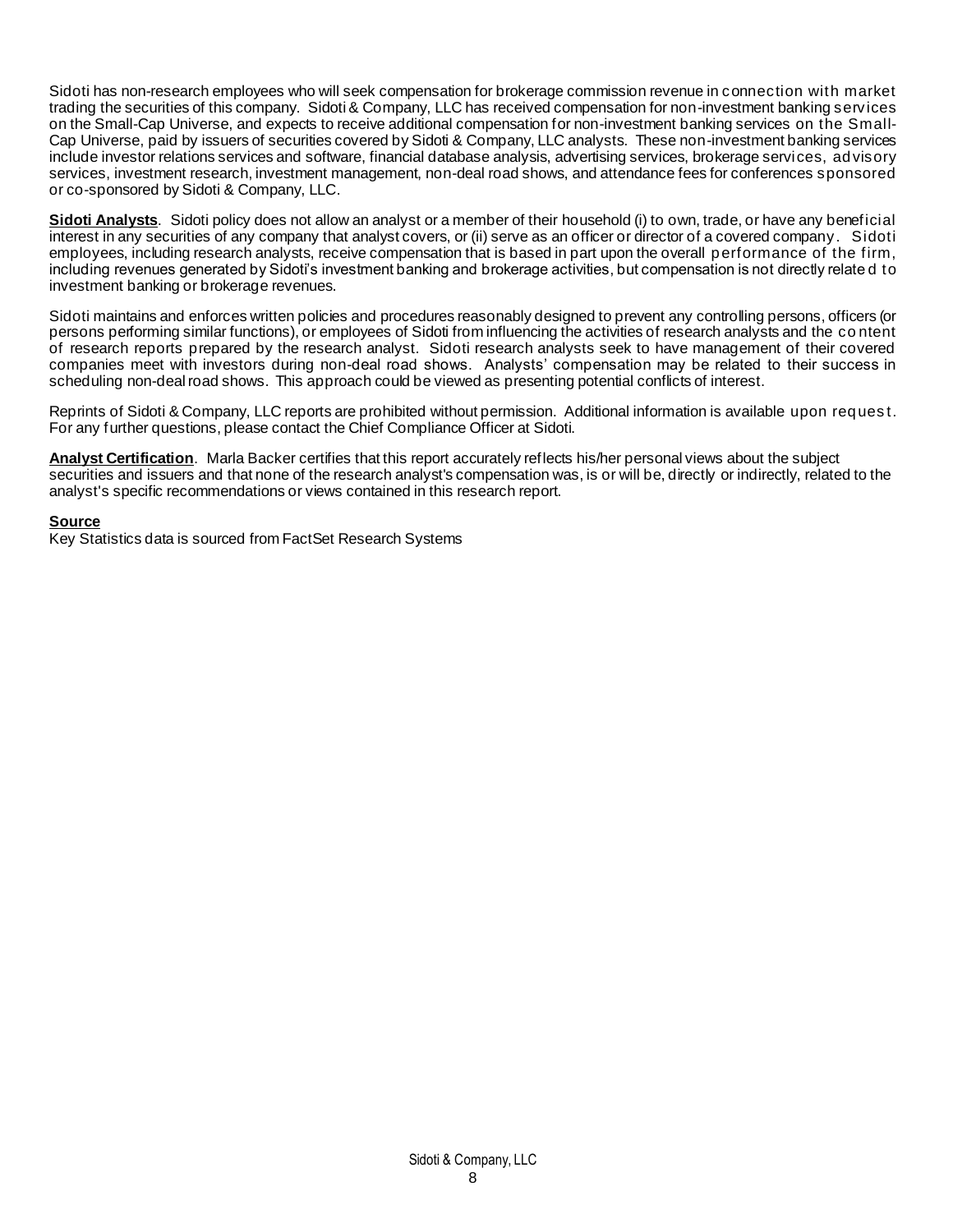Sidoti has non-research employees who will seek compensation for brokerage commission revenue in connection with market trading the securities of this company. Sidoti & Company, LLC has received compensation for non-investment banking services on the Small-Cap Universe, and expects to receive additional compensation for non-investment banking services on the Small-Cap Universe, paid by issuers of securities covered by Sidoti & Company, LLC analysts. These non-investment banking services include investor relations services and software, financial database analysis, advertising services, brokerage services, advisory services, investment research, investment management, non-deal road shows, and attendance fees for conferences sponsored or co-sponsored by Sidoti & Company, LLC.

**Sidoti Analysts**. Sidoti policy does not allow an analyst or a member of their household (i) to own, trade, or have any beneficial interest in any securities of any company that analyst covers, or (ii) serve as an officer or director of a covered company. Sidoti employees, including research analysts, receive compensation that is based in part upon the overall performance of the firm, including revenues generated by Sidoti's investment banking and brokerage activities, but compensation is not directly related to investment banking or brokerage revenues.

Sidoti maintains and enforces written policies and procedures reasonably designed to prevent any controlling persons, officers (or persons performing similar functions), or employees of Sidoti from influencing the activities of research analysts and the content of research reports prepared by the research analyst. Sidoti research analysts seek to have management of their covered companies meet with investors during non-deal road shows. Analysts' compensation may be related to their success in scheduling non-deal road shows. This approach could be viewed as presenting potential conflicts of interest.

Reprints of Sidoti & Company, LLC reports are prohibited without permission. Additional information is available upon request. For any further questions, please contact the Chief Compliance Officer at Sidoti.

**Analyst Certification**. Marla Backer certifies that this report accurately reflects his/her personal views about the subject securities and issuers and that none of the research analyst's compensation was, is or will be, directly or indirectly, related to the analyst's specific recommendations or views contained in this research report.

**Source**

Key Statistics data is sourced from FactSet Research Systems